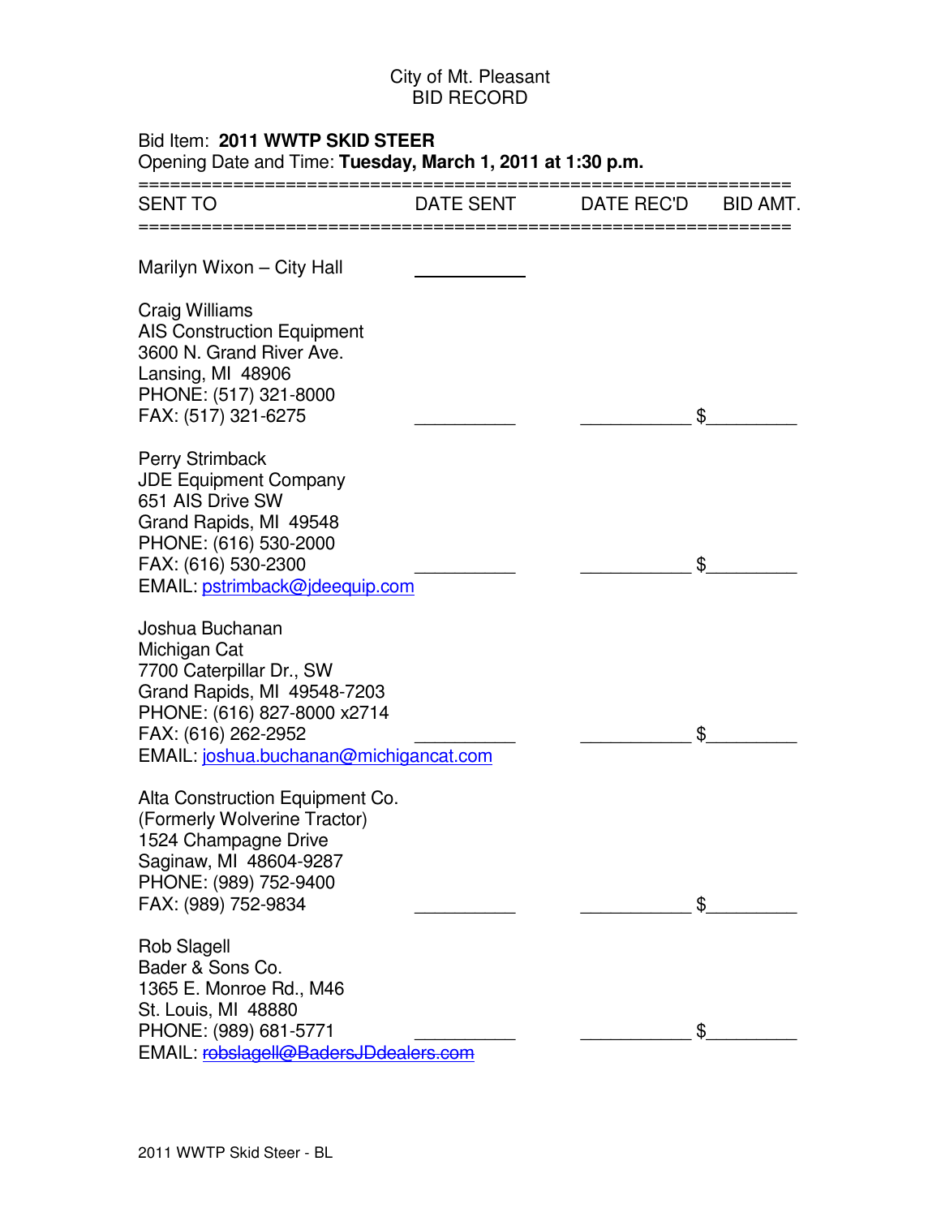City of Mt. Pleasant
BID RECORD

Bid Item: **2011 WWTP SKID STEER**
Opening Date and Time: **Tuesday, March 1, 2011 at 1:30 p.m.**

| SENT TO | DATE SENT | DATE REC'D | BID AMT. |
|---|---|---|---|
| Marilyn Wixon – City Hall | ________ | | |
| Craig Williams<br>AIS Construction Equipment<br>3600 N. Grand River Ave.<br>Lansing, MI 48906<br>PHONE: (517) 321-8000<br>FAX: (517) 321-6275 | ________ | ________ | $________ |
| Perry Strimback<br>JDE Equipment Company<br>651 AIS Drive SW<br>Grand Rapids, MI 49548<br>PHONE: (616) 530-2000<br>FAX: (616) 530-2300<br>EMAIL: pstrimback@jdeequip.com | ________ | ________ | $________ |
| Joshua Buchanan<br>Michigan Cat<br>7700 Caterpillar Dr., SW<br>Grand Rapids, MI 49548-7203<br>PHONE: (616) 827-8000 x2714<br>FAX: (616) 262-2952<br>EMAIL: joshua.buchanan@michigancat.com | ________ | ________ | $________ |
| Alta Construction Equipment Co.<br>(Formerly Wolverine Tractor)<br>1524 Champagne Drive<br>Saginaw, MI 48604-9287<br>PHONE: (989) 752-9400<br>FAX: (989) 752-9834 | ________ | ________ | $________ |
| Rob Slagell<br>Bader & Sons Co.<br>1365 E. Monroe Rd., M46<br>St. Louis, MI 48880<br>PHONE: (989) 681-5771<br>EMAIL: ~~robslagell@BadersJDdealers.com~~ | ________ | ________ | $________ |

2011 WWTP Skid Steer - BL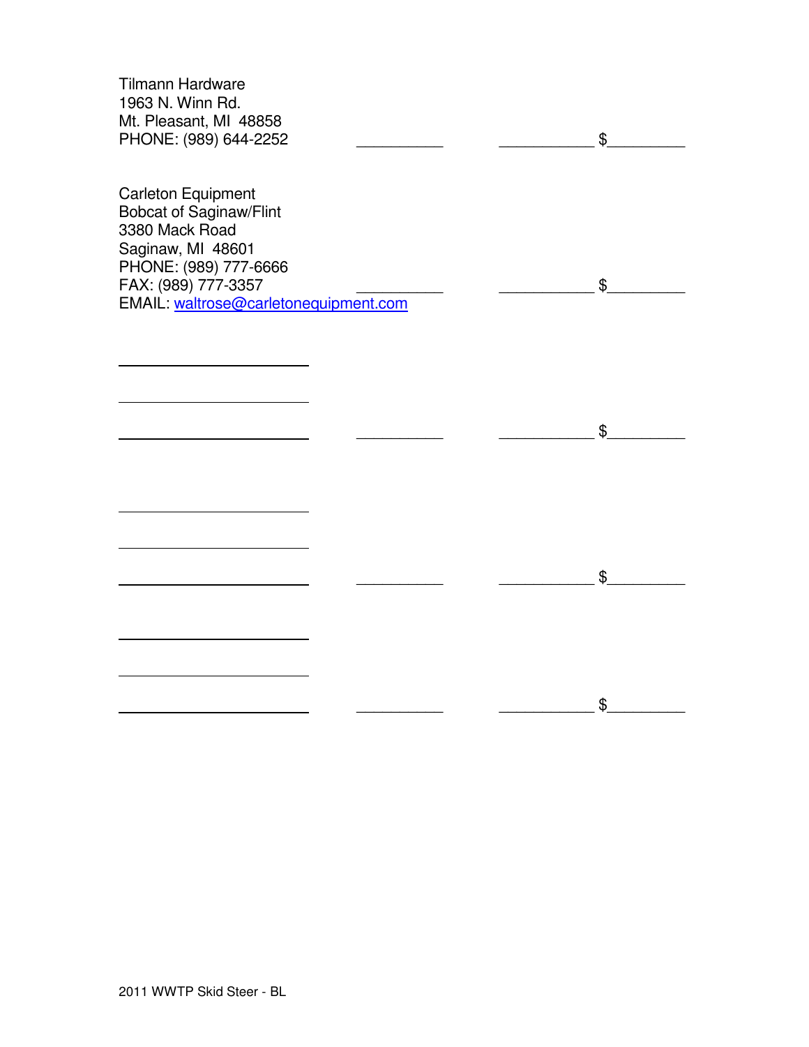Tilmann Hardware
1963 N. Winn Rd.
Mt. Pleasant, MI 48858
PHONE: (989) 644-2252 __________ ___________ $_________

Carleton Equipment
Bobcat of Saginaw/Flint
3380 Mack Road
Saginaw, MI 48601
PHONE: (989) 777-6666
FAX: (989) 777-3357 __________ ___________ $_________
EMAIL: waltrose@carletonequipment.com

_________________________

_________________________

_________________________ __________ ___________ $_________

_________________________

_________________________

_________________________ __________ ___________ $_________

_________________________

_________________________

_________________________ __________ ___________ $_________

2011 WWTP Skid Steer - BL